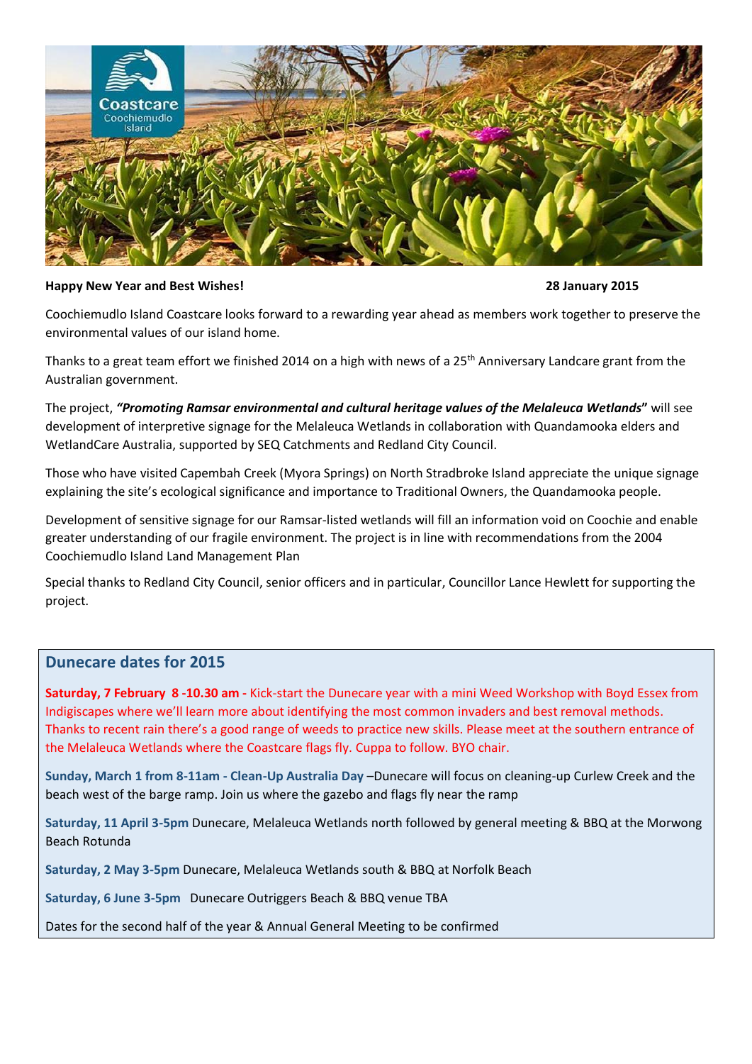**Happy New Year and Best Wishes!** **28 January 2015**

Coochiemudlo Island Coastcare looks forward to a rewarding year ahead as members work together to preserve the environmental values of our island home.

Thanks to a great team effort we finished 2014 on a high with news of a 25th Anniversary Landcare grant from the Australian government.

The project, ***"Promoting Ramsar environmental and cultural heritage values of the Melaleuca Wetlands"*** will see development of interpretive signage for the Melaleuca Wetlands in collaboration with Quandamooka elders and WetlandCare Australia, supported by SEQ Catchments and Redland City Council.

Those who have visited Capembah Creek (Myora Springs) on North Stradbroke Island appreciate the unique signage explaining the site's ecological significance and importance to Traditional Owners, the Quandamooka people.

Development of sensitive signage for our Ramsar-listed wetlands will fill an information void on Coochie and enable greater understanding of our fragile environment. The project is in line with recommendations from the 2004 Coochiemudlo Island Land Management Plan

Special thanks to Redland City Council, senior officers and in particular, Councillor Lance Hewlett for supporting the project.

## Dunecare dates for 2015

**Saturday, 7 February 8 -10.30 am -** Kick-start the Dunecare year with a mini Weed Workshop with Boyd Essex from Indigiscapes where we'll learn more about identifying the most common invaders and best removal methods. Thanks to recent rain there's a good range of weeds to practice new skills. Please meet at the southern entrance of the Melaleuca Wetlands where the Coastcare flags fly. Cuppa to follow. BYO chair.

**Sunday, March 1 from 8-11am - Clean-Up Australia Day** –Dunecare will focus on cleaning-up Curlew Creek and the beach west of the barge ramp. Join us where the gazebo and flags fly near the ramp

**Saturday, 11 April 3-5pm** Dunecare, Melaleuca Wetlands north followed by general meeting & BBQ at the Morwong Beach Rotunda

**Saturday, 2 May 3-5pm** Dunecare, Melaleuca Wetlands south & BBQ at Norfolk Beach

**Saturday, 6 June 3-5pm** Dunecare Outriggers Beach & BBQ venue TBA

Dates for the second half of the year & Annual General Meeting to be confirmed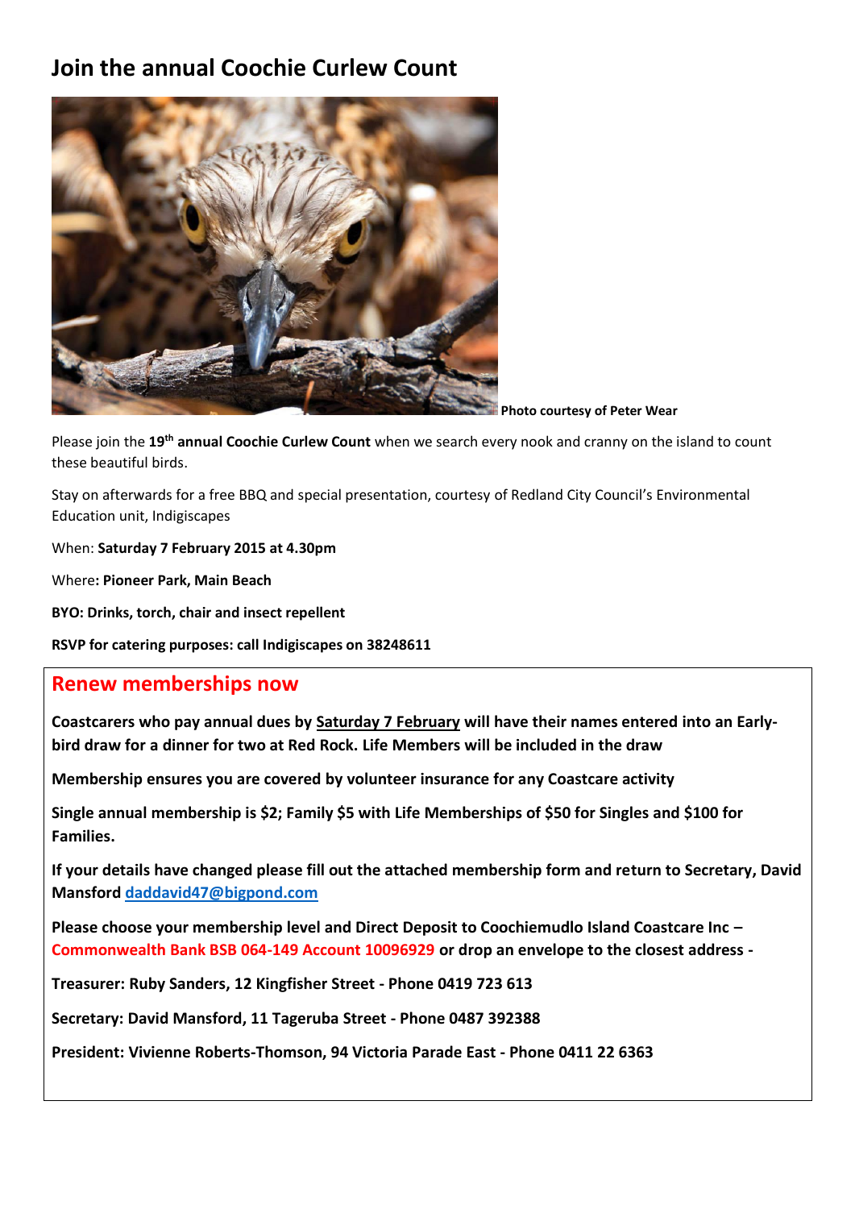# Join the annual Coochie Curlew Count

**Photo courtesy of Peter Wear**

Please join the **19th annual Coochie Curlew Count** when we search every nook and cranny on the island to count these beautiful birds.

Stay on afterwards for a free BBQ and special presentation, courtesy of Redland City Council's Environmental Education unit, Indigiscapes

When: **Saturday 7 February 2015 at 4.30pm**

Where**: Pioneer Park, Main Beach**

**BYO: Drinks, torch, chair and insect repellent**

**RSVP for catering purposes: call Indigiscapes on 38248611**

## Renew memberships now

**Coastcarers who pay annual dues by Saturday 7 February will have their names entered into an Early-bird draw for a dinner for two at Red Rock. Life Members will be included in the draw**

**Membership ensures you are covered by volunteer insurance for any Coastcare activity**

**Single annual membership is $2; Family $5 with Life Memberships of $50 for Singles and $100 for Families.**

**If your details have changed please fill out the attached membership form and return to Secretary, David Mansford daddavid47@bigpond.com**

**Please choose your membership level and Direct Deposit to Coochiemudlo Island Coastcare Inc – Commonwealth Bank BSB 064-149 Account 10096929 or drop an envelope to the closest address -**

**Treasurer: Ruby Sanders, 12 Kingfisher Street - Phone 0419 723 613**

**Secretary: David Mansford, 11 Tageruba Street - Phone 0487 392388**

**President: Vivienne Roberts-Thomson, 94 Victoria Parade East - Phone 0411 22 6363**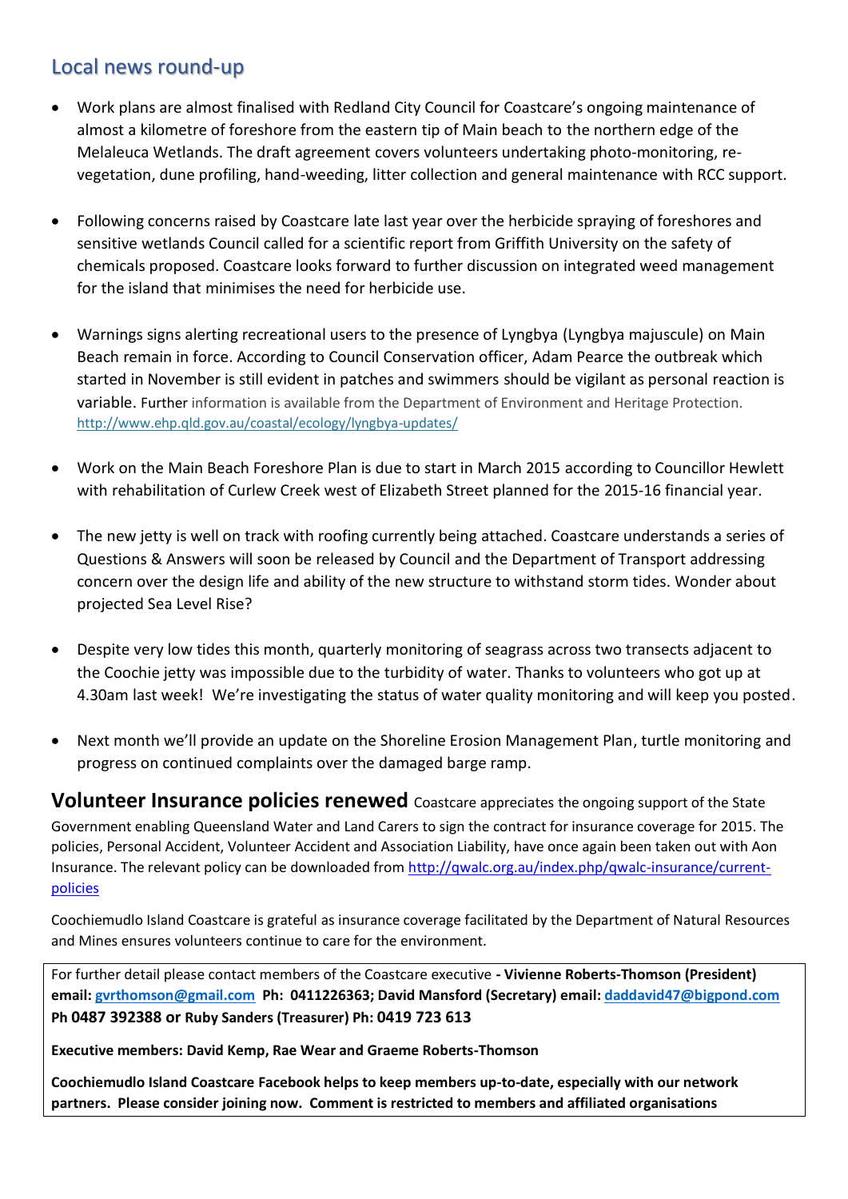## Local news round-up

- Work plans are almost finalised with Redland City Council for Coastcare's ongoing maintenance of almost a kilometre of foreshore from the eastern tip of Main beach to the northern edge of the Melaleuca Wetlands. The draft agreement covers volunteers undertaking photo-monitoring, re-vegetation, dune profiling, hand-weeding, litter collection and general maintenance with RCC support.

- Following concerns raised by Coastcare late last year over the herbicide spraying of foreshores and sensitive wetlands Council called for a scientific report from Griffith University on the safety of chemicals proposed. Coastcare looks forward to further discussion on integrated weed management for the island that minimises the need for herbicide use.

- Warnings signs alerting recreational users to the presence of Lyngbya (Lyngbya majuscule) on Main Beach remain in force. According to Council Conservation officer, Adam Pearce the outbreak which started in November is still evident in patches and swimmers should be vigilant as personal reaction is variable. Further information is available from the Department of Environment and Heritage Protection. http://www.ehp.qld.gov.au/coastal/ecology/lyngbya-updates/

- Work on the Main Beach Foreshore Plan is due to start in March 2015 according to Councillor Hewlett with rehabilitation of Curlew Creek west of Elizabeth Street planned for the 2015-16 financial year.

- The new jetty is well on track with roofing currently being attached. Coastcare understands a series of Questions & Answers will soon be released by Council and the Department of Transport addressing concern over the design life and ability of the new structure to withstand storm tides. Wonder about projected Sea Level Rise?

- Despite very low tides this month, quarterly monitoring of seagrass across two transects adjacent to the Coochie jetty was impossible due to the turbidity of water. Thanks to volunteers who got up at 4.30am last week! We're investigating the status of water quality monitoring and will keep you posted.

- Next month we'll provide an update on the Shoreline Erosion Management Plan, turtle monitoring and progress on continued complaints over the damaged barge ramp.

**Volunteer Insurance policies renewed** Coastcare appreciates the ongoing support of the State Government enabling Queensland Water and Land Carers to sign the contract for insurance coverage for 2015. The policies, Personal Accident, Volunteer Accident and Association Liability, have once again been taken out with Aon Insurance. The relevant policy can be downloaded from http://qwalc.org.au/index.php/qwalc-insurance/current-policies

Coochiemudlo Island Coastcare is grateful as insurance coverage facilitated by the Department of Natural Resources and Mines ensures volunteers continue to care for the environment.

For further detail please contact members of the Coastcare executive **- Vivienne Roberts-Thomson (President) email: gvrthomson@gmail.com Ph: 0411226363; David Mansford (Secretary) email: daddavid47@bigpond.com Ph 0487 392388 or Ruby Sanders (Treasurer) Ph: 0419 723 613**

**Executive members: David Kemp, Rae Wear and Graeme Roberts-Thomson**

**Coochiemudlo Island Coastcare Facebook helps to keep members up-to-date, especially with our network partners. Please consider joining now. Comment is restricted to members and affiliated organisations**